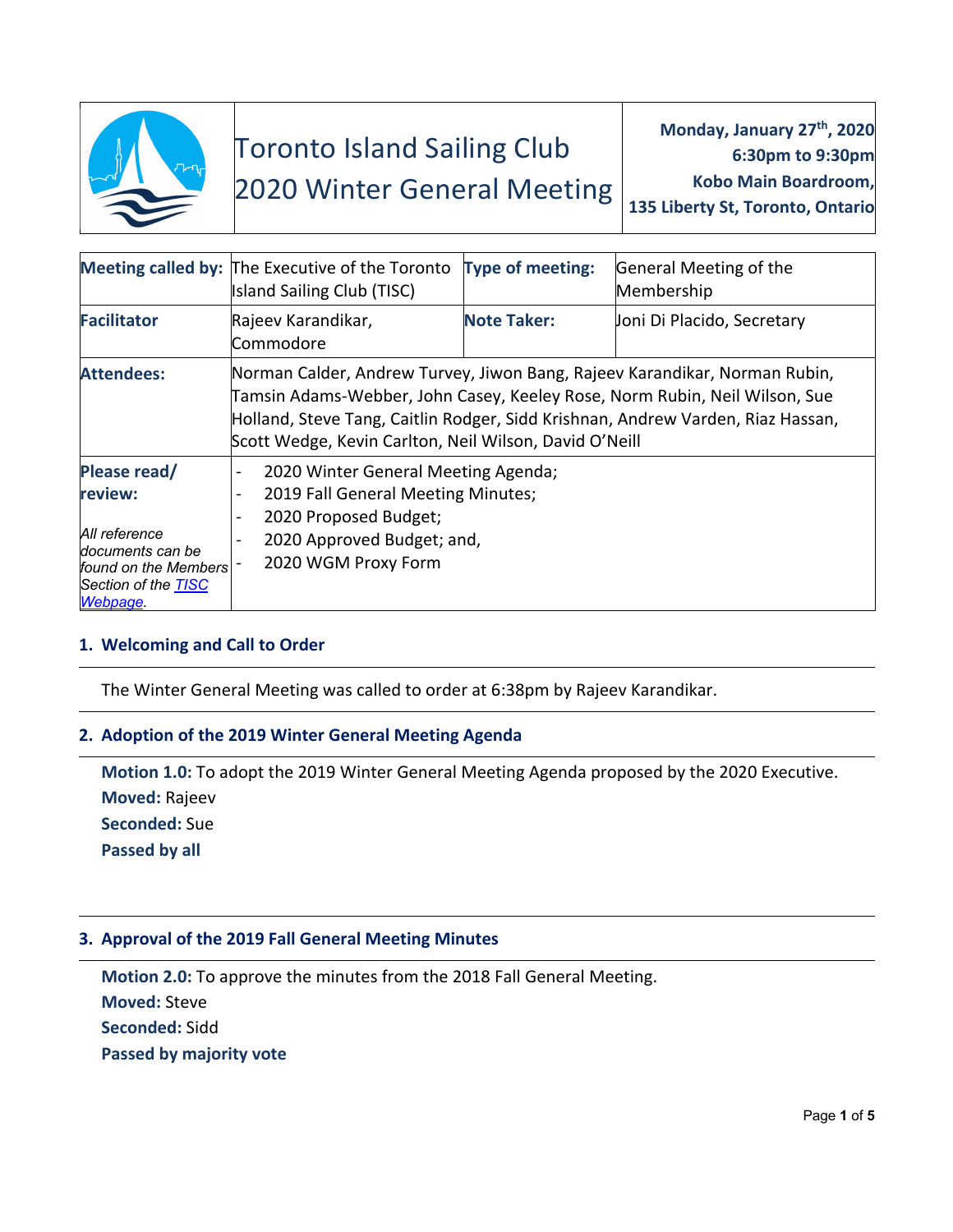# Toronto Island Sailing Club
# 2020 Winter General Meeting

**Monday, January 27th, 2020**
**6:30pm to 9:30pm**
**Kobo Main Boardroom,**
**135 Liberty St, Toronto, Ontario**

| **Meeting called by:** | The Executive of the Toronto Island Sailing Club (TISC) | **Type of meeting:** | General Meeting of the Membership |
|---|---|---|---|
| **Facilitator** | Rajeev Karandikar, Commodore | **Note Taker:** | Joni Di Placido, Secretary |
| **Attendees:** | Norman Calder, Andrew Turvey, Jiwon Bang, Rajeev Karandikar, Norman Rubin, Tamsin Adams-Webber, John Casey, Keeley Rose, Norm Rubin, Neil Wilson, Sue Holland, Steve Tang, Caitlin Rodger, Sidd Krishnan, Andrew Varden, Riaz Hassan, Scott Wedge, Kevin Carlton, Neil Wilson, David O'Neill | | |
| **Please read/ review:** *All reference documents can be found on the Members Section of the TISC Webpage.* | - 2020 Winter General Meeting Agenda; - 2019 Fall General Meeting Minutes; - 2020 Proposed Budget; - 2020 Approved Budget; and, - 2020 WGM Proxy Form | | |

## 1. Welcoming and Call to Order

The Winter General Meeting was called to order at 6:38pm by Rajeev Karandikar.

## 2. Adoption of the 2019 Winter General Meeting Agenda

**Motion 1.0:** To adopt the 2019 Winter General Meeting Agenda proposed by the 2020 Executive.
**Moved:** Rajeev
**Seconded:** Sue
**Passed by all**

## 3. Approval of the 2019 Fall General Meeting Minutes

**Motion 2.0:** To approve the minutes from the 2018 Fall General Meeting.
**Moved:** Steve
**Seconded:** Sidd
**Passed by majority vote**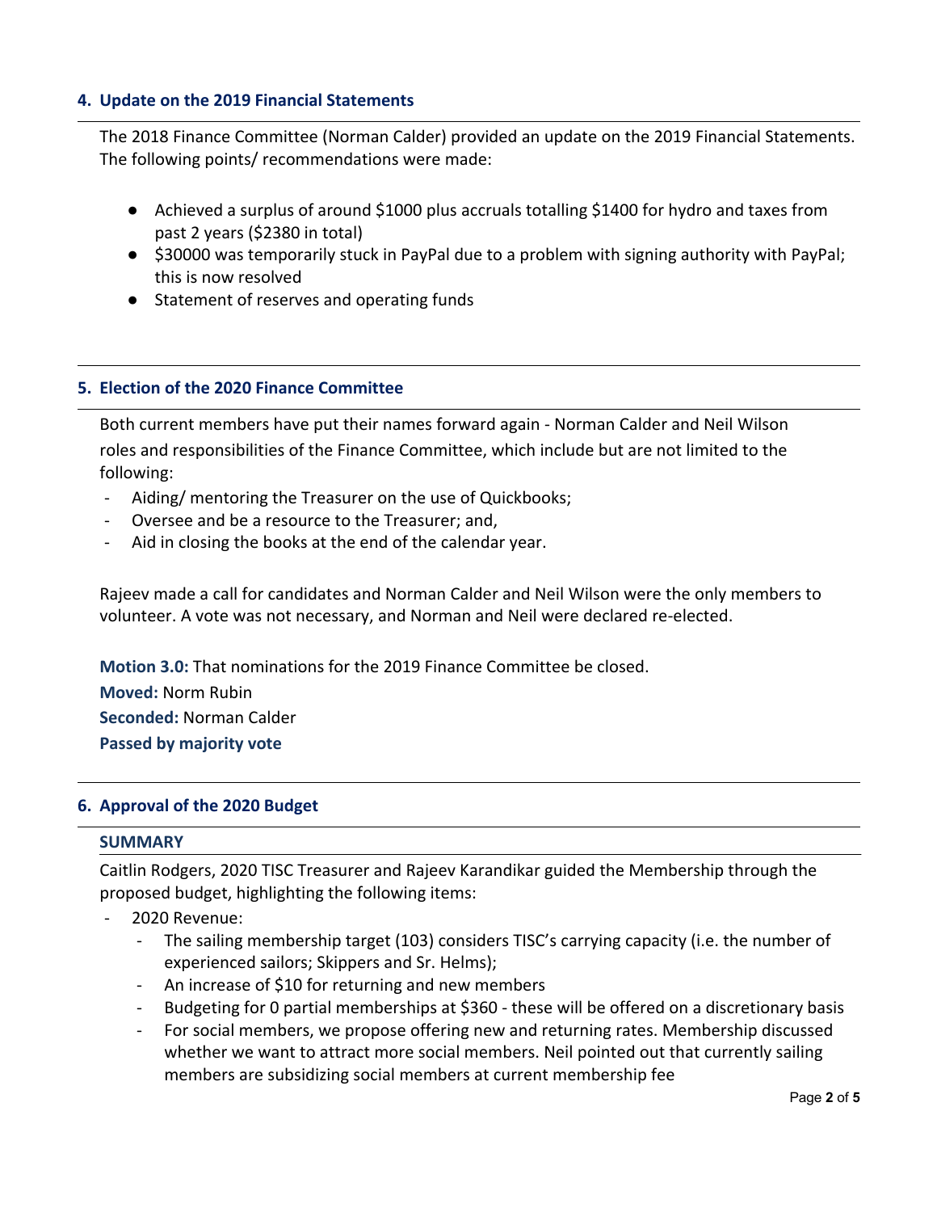### 4. Update on the 2019 Financial Statements

The 2018 Finance Committee (Norman Calder) provided an update on the 2019 Financial Statements. The following points/ recommendations were made:

- Achieved a surplus of around $1000 plus accruals totalling $1400 for hydro and taxes from past 2 years ($2380 in total)
- $30000 was temporarily stuck in PayPal due to a problem with signing authority with PayPal; this is now resolved
- Statement of reserves and operating funds

### 5. Election of the 2020 Finance Committee

Both current members have put their names forward again - Norman Calder and Neil Wilson roles and responsibilities of the Finance Committee, which include but are not limited to the following:

- Aiding/ mentoring the Treasurer on the use of Quickbooks;
- Oversee and be a resource to the Treasurer; and,
- Aid in closing the books at the end of the calendar year.

Rajeev made a call for candidates and Norman Calder and Neil Wilson were the only members to volunteer. A vote was not necessary, and Norman and Neil were declared re-elected.

**Motion 3.0:** That nominations for the 2019 Finance Committee be closed.

**Moved:** Norm Rubin

**Seconded:** Norman Calder

**Passed by majority vote**

### 6. Approval of the 2020 Budget

**SUMMARY**

Caitlin Rodgers, 2020 TISC Treasurer and Rajeev Karandikar guided the Membership through the proposed budget, highlighting the following items:

- 2020 Revenue:
  - The sailing membership target (103) considers TISC's carrying capacity (i.e. the number of experienced sailors; Skippers and Sr. Helms);
  - An increase of $10 for returning and new members
  - Budgeting for 0 partial memberships at $360 - these will be offered on a discretionary basis
  - For social members, we propose offering new and returning rates. Membership discussed whether we want to attract more social members. Neil pointed out that currently sailing members are subsidizing social members at current membership fee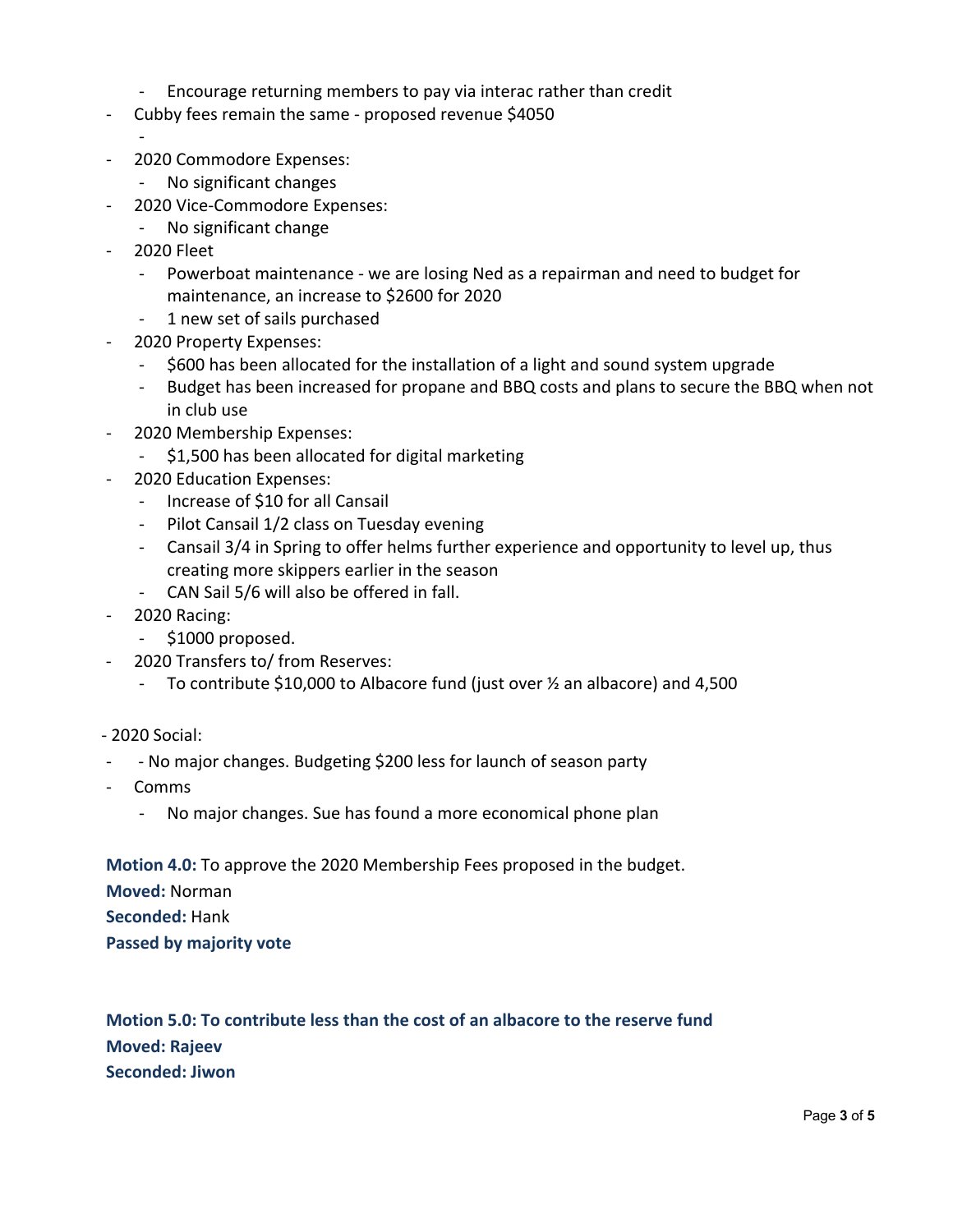- Encourage returning members to pay via interac rather than credit
- Cubby fees remain the same - proposed revenue $4050
  -
- 2020 Commodore Expenses:
  - No significant changes
- 2020 Vice-Commodore Expenses:
  - No significant change
- 2020 Fleet
  - Powerboat maintenance - we are losing Ned as a repairman and need to budget for maintenance, an increase to $2600 for 2020
  - 1 new set of sails purchased
- 2020 Property Expenses:
  - $600 has been allocated for the installation of a light and sound system upgrade
  - Budget has been increased for propane and BBQ costs and plans to secure the BBQ when not in club use
- 2020 Membership Expenses:
  - $1,500 has been allocated for digital marketing
- 2020 Education Expenses:
  - Increase of $10 for all Cansail
  - Pilot Cansail 1/2 class on Tuesday evening
  - Cansail 3/4 in Spring to offer helms further experience and opportunity to level up, thus creating more skippers earlier in the season
  - CAN Sail 5/6 will also be offered in fall.
- 2020 Racing:
  - $1000 proposed.
- 2020 Transfers to/ from Reserves:
  - To contribute $10,000 to Albacore fund (just over ½ an albacore) and 4,500

- 2020 Social:

- - No major changes. Budgeting $200 less for launch of season party
- Comms
  - No major changes. Sue has found a more economical phone plan

**Motion 4.0:** To approve the 2020 Membership Fees proposed in the budget.
**Moved:** Norman
**Seconded:** Hank
**Passed by majority vote**

**Motion 5.0: To contribute less than the cost of an albacore to the reserve fund**
**Moved: Rajeev**
**Seconded: Jiwon**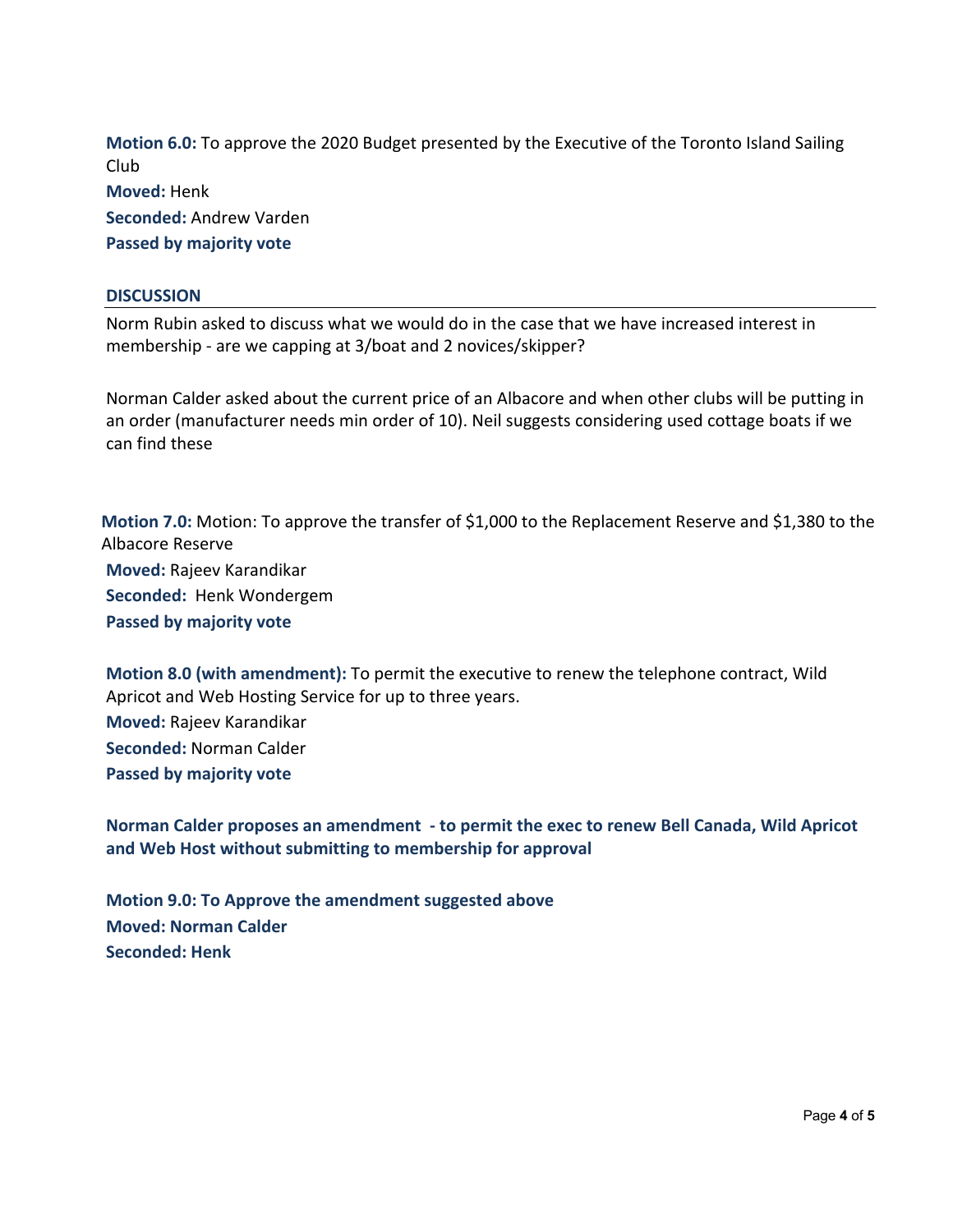**Motion 6.0:** To approve the 2020 Budget presented by the Executive of the Toronto Island Sailing Club
**Moved:** Henk
**Seconded:** Andrew Varden
**Passed by majority vote**

**DISCUSSION**

Norm Rubin asked to discuss what we would do in the case that we have increased interest in membership - are we capping at 3/boat and 2 novices/skipper?

Norman Calder asked about the current price of an Albacore and when other clubs will be putting in an order (manufacturer needs min order of 10). Neil suggests considering used cottage boats if we can find these

**Motion 7.0:** Motion: To approve the transfer of $1,000 to the Replacement Reserve and $1,380 to the Albacore Reserve
**Moved:** Rajeev Karandikar
**Seconded:** Henk Wondergem
**Passed by majority vote**

**Motion 8.0 (with amendment):** To permit the executive to renew the telephone contract, Wild Apricot and Web Hosting Service for up to three years.
**Moved:** Rajeev Karandikar
**Seconded:** Norman Calder
**Passed by majority vote**

**Norman Calder proposes an amendment - to permit the exec to renew Bell Canada, Wild Apricot and Web Host without submitting to membership for approval**

**Motion 9.0: To Approve the amendment suggested above**
**Moved: Norman Calder**
**Seconded: Henk**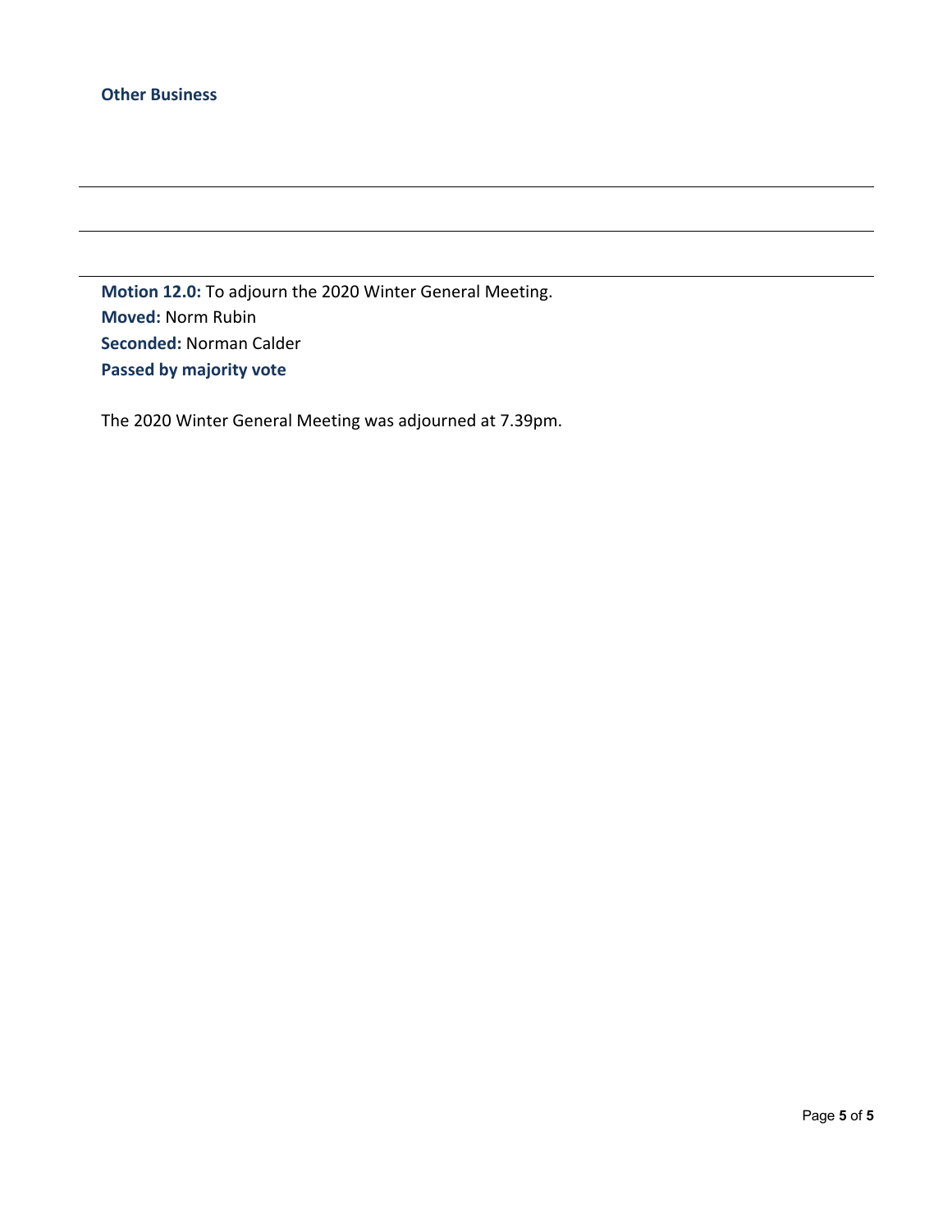### Other Business

---

---

---

**Motion 12.0:** To adjourn the 2020 Winter General Meeting.
**Moved:** Norm Rubin
**Seconded:** Norman Calder
**Passed by majority vote**

The 2020 Winter General Meeting was adjourned at 7.39pm.